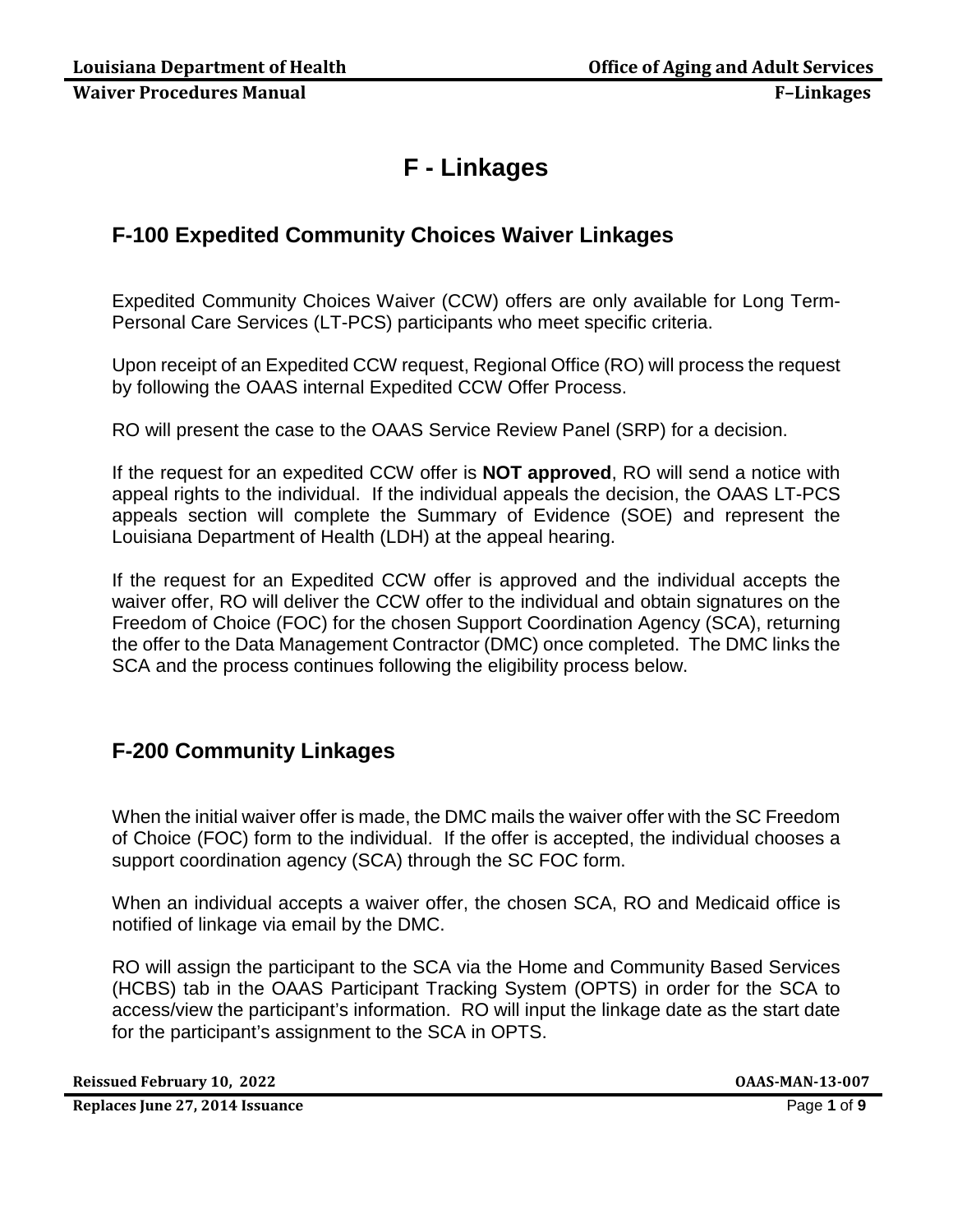# F - Linkages

## F-100 Expedited Community Choices Waiver Linkages

Expedited Community Choices Waiver (CCW) offers are only available for Long Term-Personal Care Services (LT-PCS) participants who meet specific criteria.

Upon receipt of an Expedited CCW request, Regional Office (RO) will process the request by following the OAAS internal Expedited CCW Offer Process.

RO will present the case to the OAAS Service Review Panel (SRP) for a decision.

If the request for an expedited CCW offer is **NOT approved**, RO will send a notice with appeal rights to the individual. If the individual appeals the decision, the OAAS LT-PCS appeals section will complete the Summary of Evidence (SOE) and represent the Louisiana Department of Health (LDH) at the appeal hearing.

If the request for an Expedited CCW offer is approved and the individual accepts the waiver offer, RO will deliver the CCW offer to the individual and obtain signatures on the Freedom of Choice (FOC) for the chosen Support Coordination Agency (SCA), returning the offer to the Data Management Contractor (DMC) once completed. The DMC links the SCA and the process continues following the eligibility process below.

## F-200 Community Linkages

When the initial waiver offer is made, the DMC mails the waiver offer with the SC Freedom of Choice (FOC) form to the individual. If the offer is accepted, the individual chooses a support coordination agency (SCA) through the SC FOC form.

When an individual accepts a waiver offer, the chosen SCA, RO and Medicaid office is notified of linkage via email by the DMC.

RO will assign the participant to the SCA via the Home and Community Based Services (HCBS) tab in the OAAS Participant Tracking System (OPTS) in order for the SCA to access/view the participant's information. RO will input the linkage date as the start date for the participant's assignment to the SCA in OPTS.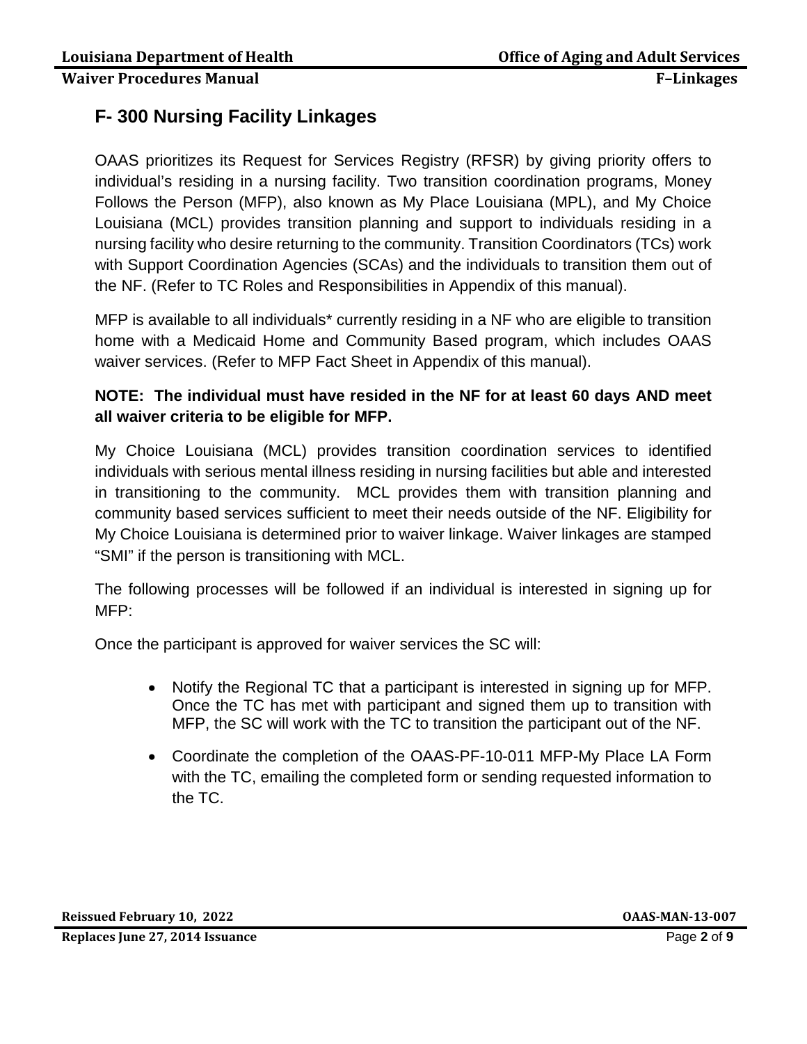## F- 300 Nursing Facility Linkages

OAAS prioritizes its Request for Services Registry (RFSR) by giving priority offers to individual's residing in a nursing facility. Two transition coordination programs, Money Follows the Person (MFP), also known as My Place Louisiana (MPL), and My Choice Louisiana (MCL) provides transition planning and support to individuals residing in a nursing facility who desire returning to the community. Transition Coordinators (TCs) work with Support Coordination Agencies (SCAs) and the individuals to transition them out of the NF. (Refer to TC Roles and Responsibilities in Appendix of this manual).

MFP is available to all individuals* currently residing in a NF who are eligible to transition home with a Medicaid Home and Community Based program, which includes OAAS waiver services. (Refer to MFP Fact Sheet in Appendix of this manual).

**NOTE: The individual must have resided in the NF for at least 60 days AND meet all waiver criteria to be eligible for MFP.**

My Choice Louisiana (MCL) provides transition coordination services to identified individuals with serious mental illness residing in nursing facilities but able and interested in transitioning to the community. MCL provides them with transition planning and community based services sufficient to meet their needs outside of the NF. Eligibility for My Choice Louisiana is determined prior to waiver linkage. Waiver linkages are stamped "SMI" if the person is transitioning with MCL.

The following processes will be followed if an individual is interested in signing up for MFP:

Once the participant is approved for waiver services the SC will:

- Notify the Regional TC that a participant is interested in signing up for MFP. Once the TC has met with participant and signed them up to transition with MFP, the SC will work with the TC to transition the participant out of the NF.
- Coordinate the completion of the OAAS-PF-10-011 MFP-My Place LA Form with the TC, emailing the completed form or sending requested information to the TC.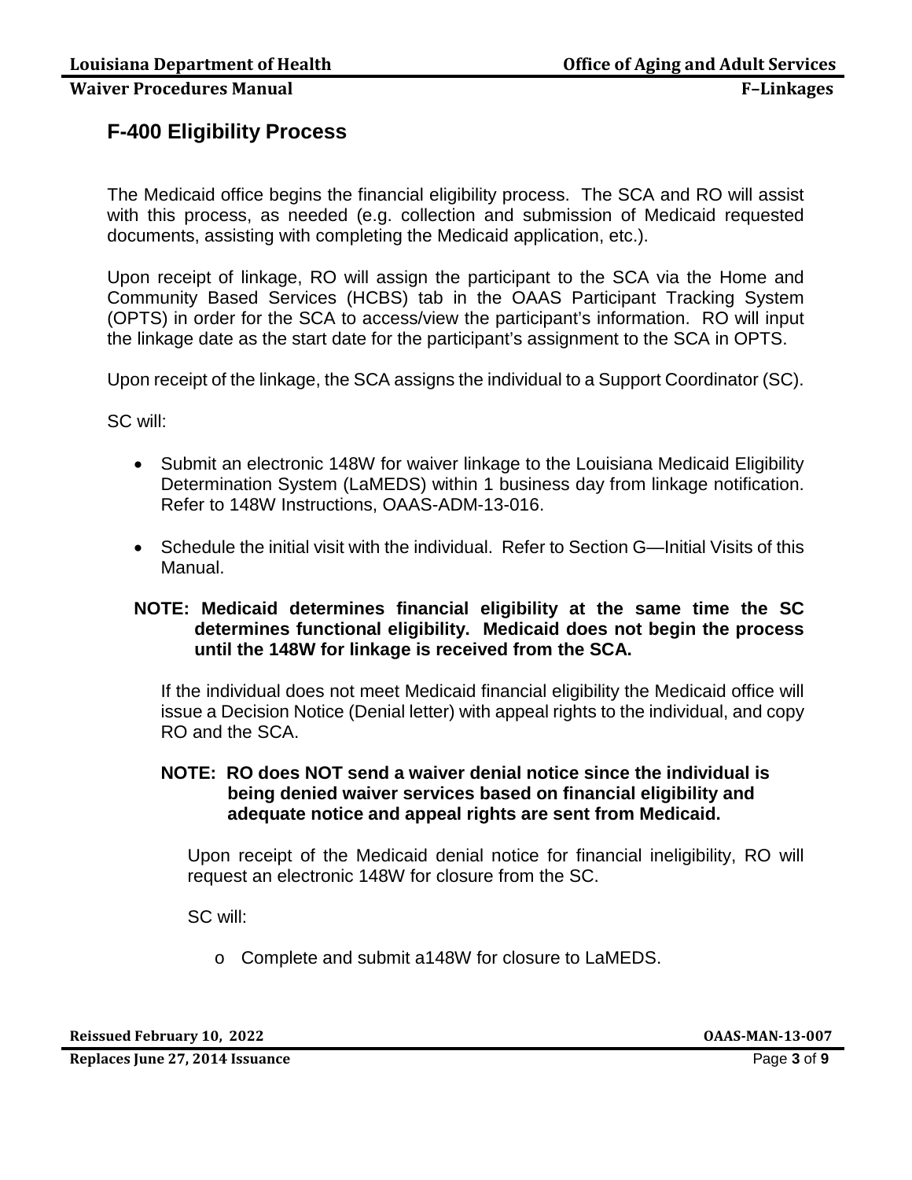## F-400 Eligibility Process

The Medicaid office begins the financial eligibility process. The SCA and RO will assist with this process, as needed (e.g. collection and submission of Medicaid requested documents, assisting with completing the Medicaid application, etc.).

Upon receipt of linkage, RO will assign the participant to the SCA via the Home and Community Based Services (HCBS) tab in the OAAS Participant Tracking System (OPTS) in order for the SCA to access/view the participant's information. RO will input the linkage date as the start date for the participant's assignment to the SCA in OPTS.

Upon receipt of the linkage, the SCA assigns the individual to a Support Coordinator (SC).

SC will:

- Submit an electronic 148W for waiver linkage to the Louisiana Medicaid Eligibility Determination System (LaMEDS) within 1 business day from linkage notification. Refer to 148W Instructions, OAAS-ADM-13-016.
- Schedule the initial visit with the individual. Refer to Section G—Initial Visits of this Manual.

**NOTE: Medicaid determines financial eligibility at the same time the SC determines functional eligibility. Medicaid does not begin the process until the 148W for linkage is received from the SCA.**

If the individual does not meet Medicaid financial eligibility the Medicaid office will issue a Decision Notice (Denial letter) with appeal rights to the individual, and copy RO and the SCA.

**NOTE: RO does NOT send a waiver denial notice since the individual is being denied waiver services based on financial eligibility and adequate notice and appeal rights are sent from Medicaid.**

Upon receipt of the Medicaid denial notice for financial ineligibility, RO will request an electronic 148W for closure from the SC.

SC will:

- Complete and submit a148W for closure to LaMEDS.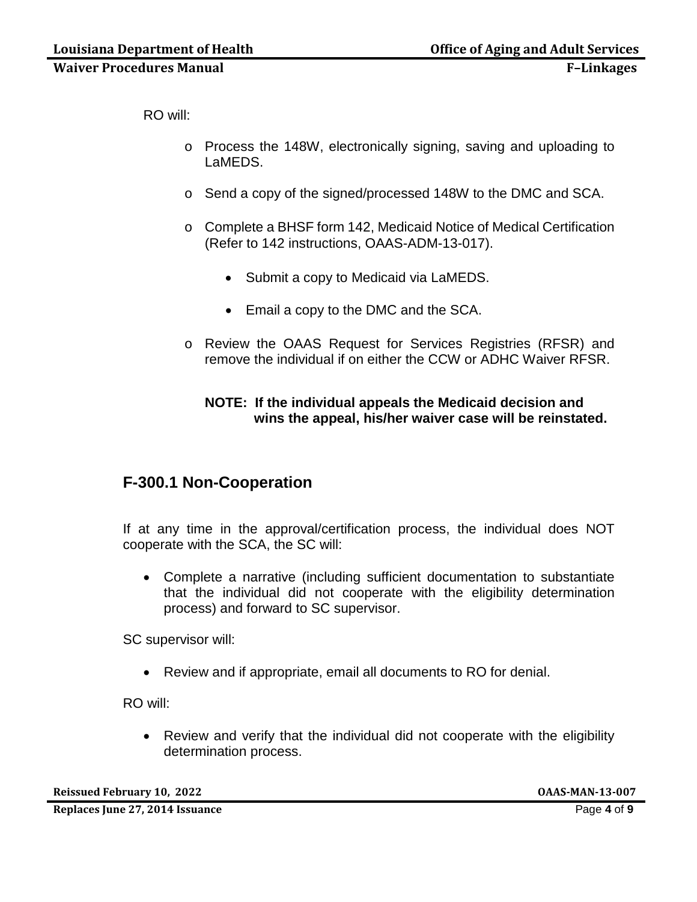RO will:

- Process the 148W, electronically signing, saving and uploading to LaMEDS.

- Send a copy of the signed/processed 148W to the DMC and SCA.

- Complete a BHSF form 142, Medicaid Notice of Medical Certification (Refer to 142 instructions, OAAS-ADM-13-017).

  - Submit a copy to Medicaid via LaMEDS.

  - Email a copy to the DMC and the SCA.

- Review the OAAS Request for Services Registries (RFSR) and remove the individual if on either the CCW or ADHC Waiver RFSR.

**NOTE: If the individual appeals the Medicaid decision and wins the appeal, his/her waiver case will be reinstated.**

## F-300.1 Non-Cooperation

If at any time in the approval/certification process, the individual does NOT cooperate with the SCA, the SC will:

- Complete a narrative (including sufficient documentation to substantiate that the individual did not cooperate with the eligibility determination process) and forward to SC supervisor.

SC supervisor will:

- Review and if appropriate, email all documents to RO for denial.

RO will:

- Review and verify that the individual did not cooperate with the eligibility determination process.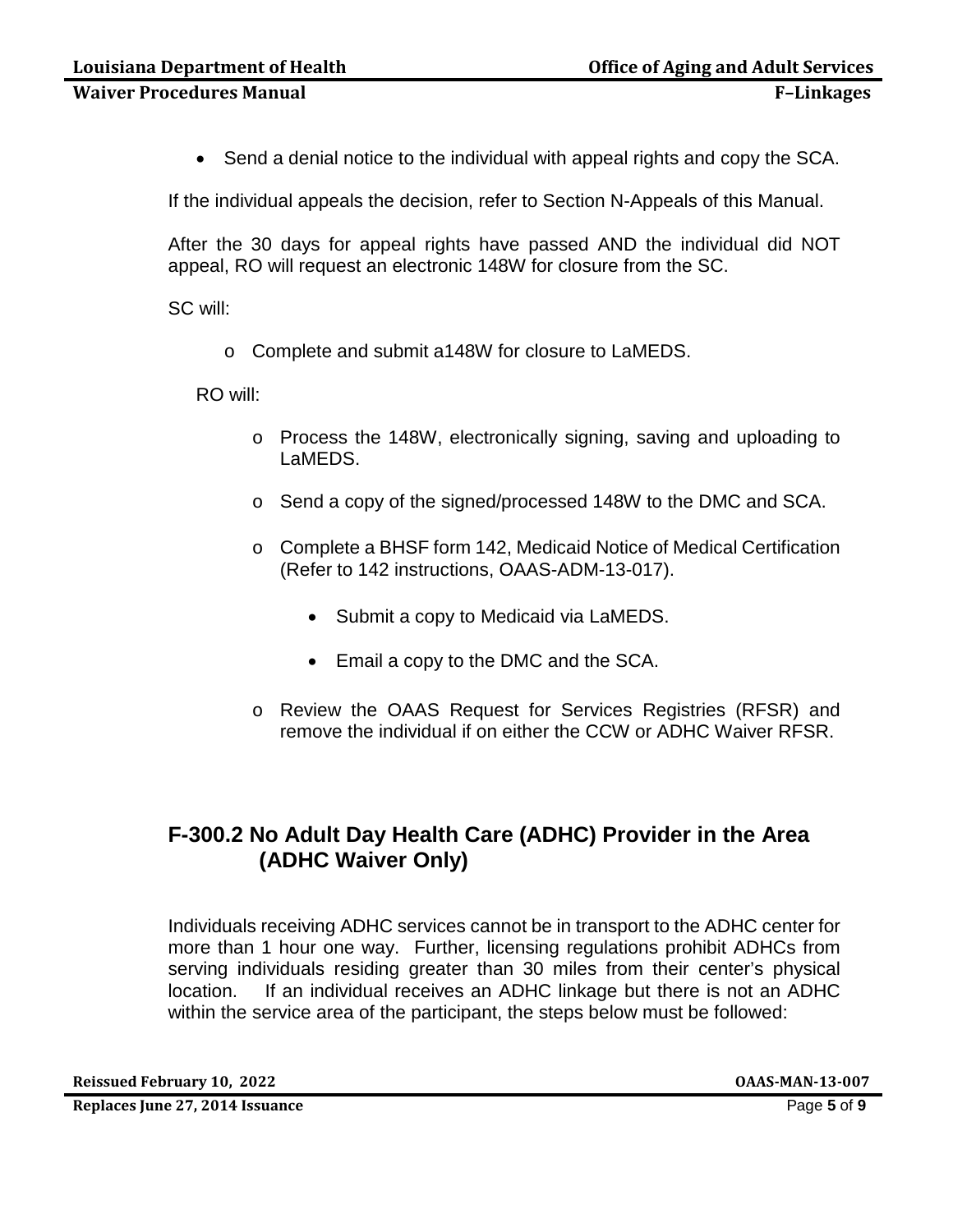- Send a denial notice to the individual with appeal rights and copy the SCA.

If the individual appeals the decision, refer to Section N-Appeals of this Manual.

After the 30 days for appeal rights have passed AND the individual did NOT appeal, RO will request an electronic 148W for closure from the SC.

SC will:

- Complete and submit a148W for closure to LaMEDS.

RO will:

- Process the 148W, electronically signing, saving and uploading to LaMEDS.
- Send a copy of the signed/processed 148W to the DMC and SCA.
- Complete a BHSF form 142, Medicaid Notice of Medical Certification (Refer to 142 instructions, OAAS-ADM-13-017).
  - Submit a copy to Medicaid via LaMEDS.
  - Email a copy to the DMC and the SCA.
- Review the OAAS Request for Services Registries (RFSR) and remove the individual if on either the CCW or ADHC Waiver RFSR.

## F-300.2 No Adult Day Health Care (ADHC) Provider in the Area (ADHC Waiver Only)

Individuals receiving ADHC services cannot be in transport to the ADHC center for more than 1 hour one way. Further, licensing regulations prohibit ADHCs from serving individuals residing greater than 30 miles from their center's physical location. If an individual receives an ADHC linkage but there is not an ADHC within the service area of the participant, the steps below must be followed: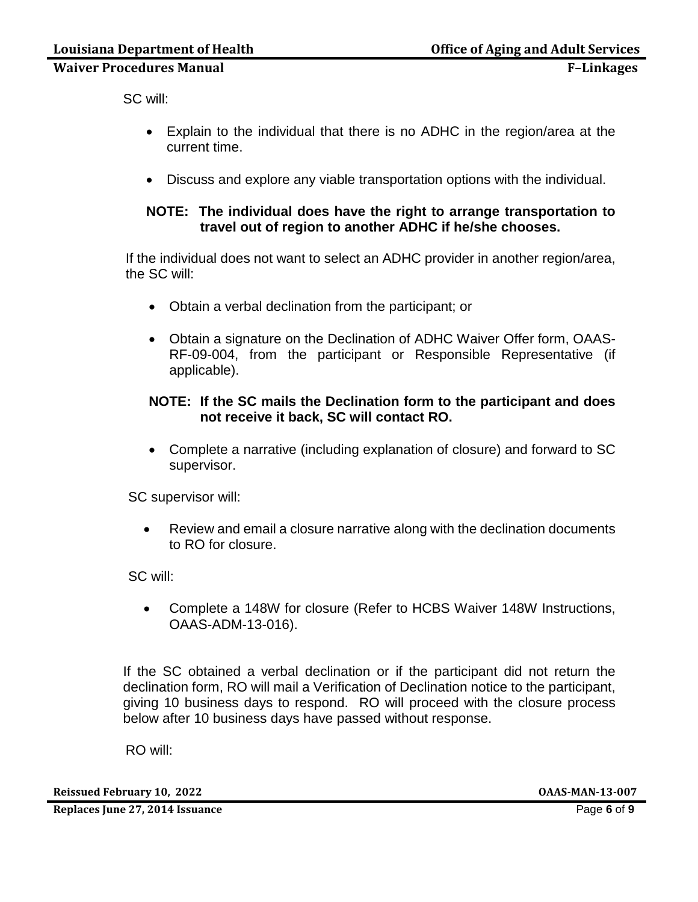SC will:

- Explain to the individual that there is no ADHC in the region/area at the current time.
- Discuss and explore any viable transportation options with the individual.

**NOTE: The individual does have the right to arrange transportation to travel out of region to another ADHC if he/she chooses.**

If the individual does not want to select an ADHC provider in another region/area, the SC will:

- Obtain a verbal declination from the participant; or
- Obtain a signature on the Declination of ADHC Waiver Offer form, OAAS-RF-09-004, from the participant or Responsible Representative (if applicable).

**NOTE: If the SC mails the Declination form to the participant and does not receive it back, SC will contact RO.**

- Complete a narrative (including explanation of closure) and forward to SC supervisor.

SC supervisor will:

- Review and email a closure narrative along with the declination documents to RO for closure.

SC will:

- Complete a 148W for closure (Refer to HCBS Waiver 148W Instructions, OAAS-ADM-13-016).

If the SC obtained a verbal declination or if the participant did not return the declination form, RO will mail a Verification of Declination notice to the participant, giving 10 business days to respond. RO will proceed with the closure process below after 10 business days have passed without response.

RO will: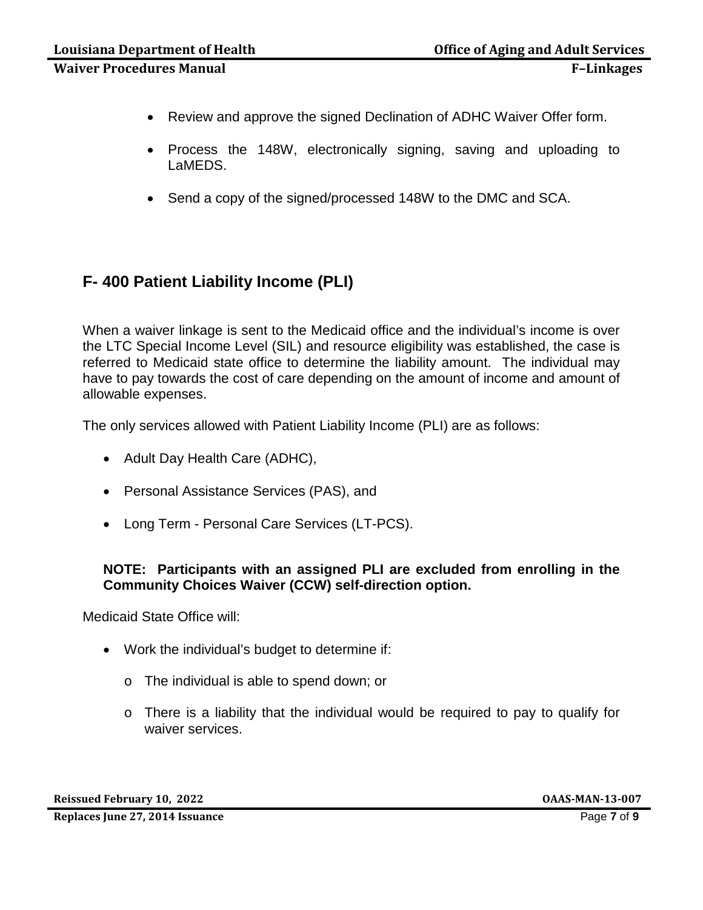- Review and approve the signed Declination of ADHC Waiver Offer form.
- Process the 148W, electronically signing, saving and uploading to LaMEDS.
- Send a copy of the signed/processed 148W to the DMC and SCA.

## F- 400 Patient Liability Income (PLI)

When a waiver linkage is sent to the Medicaid office and the individual's income is over the LTC Special Income Level (SIL) and resource eligibility was established, the case is referred to Medicaid state office to determine the liability amount. The individual may have to pay towards the cost of care depending on the amount of income and amount of allowable expenses.

The only services allowed with Patient Liability Income (PLI) are as follows:

- Adult Day Health Care (ADHC),
- Personal Assistance Services (PAS), and
- Long Term - Personal Care Services (LT-PCS).

**NOTE: Participants with an assigned PLI are excluded from enrolling in the Community Choices Waiver (CCW) self-direction option.**

Medicaid State Office will:

- Work the individual's budget to determine if:
  - The individual is able to spend down; or
  - There is a liability that the individual would be required to pay to qualify for waiver services.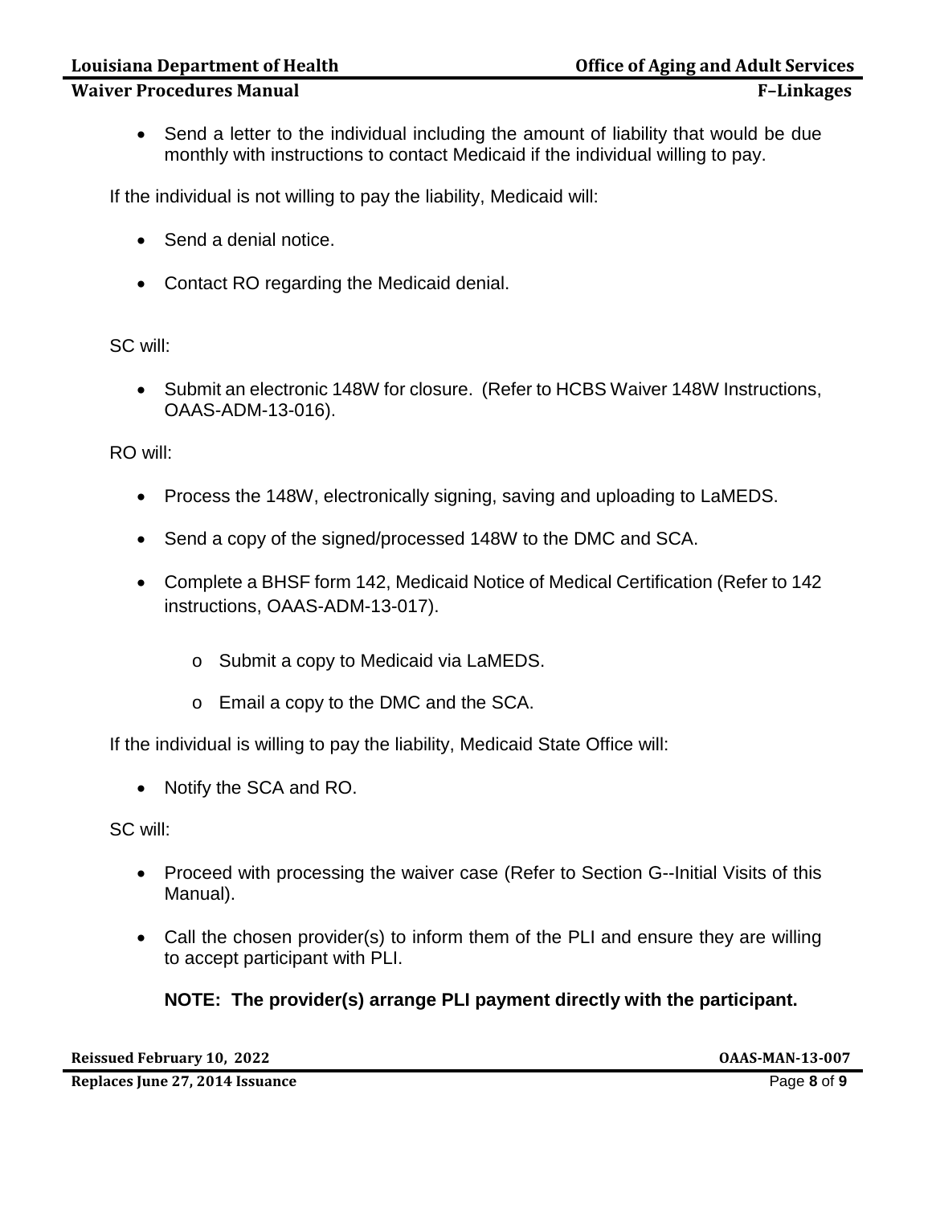- Send a letter to the individual including the amount of liability that would be due monthly with instructions to contact Medicaid if the individual willing to pay.

If the individual is not willing to pay the liability, Medicaid will:

- Send a denial notice.
- Contact RO regarding the Medicaid denial.

SC will:

- Submit an electronic 148W for closure. (Refer to HCBS Waiver 148W Instructions, OAAS-ADM-13-016).

RO will:

- Process the 148W, electronically signing, saving and uploading to LaMEDS.
- Send a copy of the signed/processed 148W to the DMC and SCA.
- Complete a BHSF form 142, Medicaid Notice of Medical Certification (Refer to 142 instructions, OAAS-ADM-13-017).
    - Submit a copy to Medicaid via LaMEDS.
    - Email a copy to the DMC and the SCA.

If the individual is willing to pay the liability, Medicaid State Office will:

- Notify the SCA and RO.

SC will:

- Proceed with processing the waiver case (Refer to Section G--Initial Visits of this Manual).
- Call the chosen provider(s) to inform them of the PLI and ensure they are willing to accept participant with PLI.

  **NOTE: The provider(s) arrange PLI payment directly with the participant.**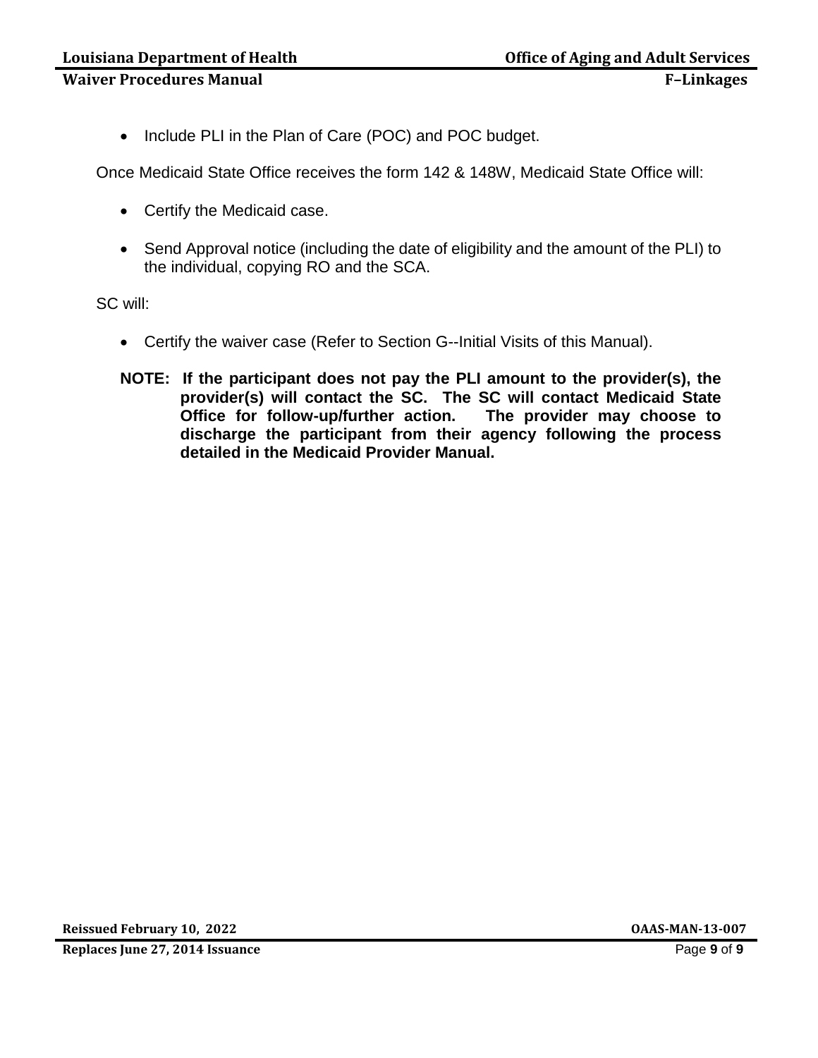- Include PLI in the Plan of Care (POC) and POC budget.

Once Medicaid State Office receives the form 142 & 148W, Medicaid State Office will:

- Certify the Medicaid case.
- Send Approval notice (including the date of eligibility and the amount of the PLI) to the individual, copying RO and the SCA.

SC will:

- Certify the waiver case (Refer to Section G--Initial Visits of this Manual).

**NOTE: If the participant does not pay the PLI amount to the provider(s), the provider(s) will contact the SC. The SC will contact Medicaid State Office for follow-up/further action. The provider may choose to discharge the participant from their agency following the process detailed in the Medicaid Provider Manual.**